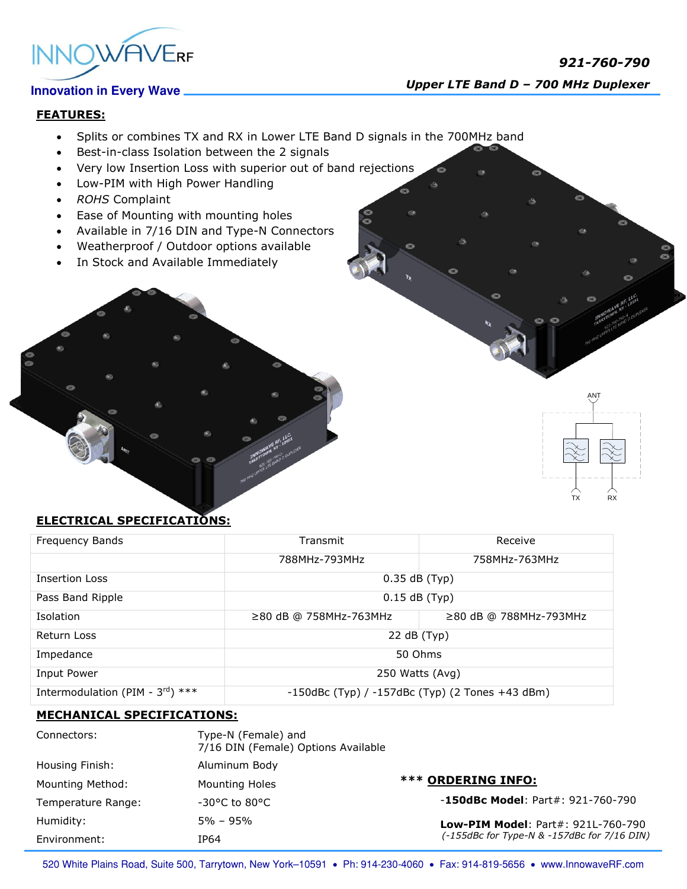INNOWAVE RF

Innovation in Every Wave

**921-760-790**

***Upper LTE Band D – 700 MHz Duplexer***

## FEATURES:

- Splits or combines TX and RX in Lower LTE Band D signals in the 700MHz band
- Best-in-class Isolation between the 2 signals
- Very low Insertion Loss with superior out of band rejections
- Low-PIM with High Power Handling
- *ROHS* Complaint
- Ease of Mounting with mounting holes
- Available in 7/16 DIN and Type-N Connectors
- Weatherproof / Outdoor options available
- In Stock and Available Immediately

## ELECTRICAL SPECIFICATIONS:

| Frequency Bands | Transmit | Receive |
|---|---|---|
| | 788MHz-793MHz | 758MHz-763MHz |
| Insertion Loss | 0.35 dB (Typ) | |
| Pass Band Ripple | 0.15 dB (Typ) | |
| Isolation | ≥80 dB @ 758MHz-763MHz | ≥80 dB @ 788MHz-793MHz |
| Return Loss | 22 dB (Typ) | |
| Impedance | 50 Ohms | |
| Input Power | 250 Watts (Avg) | |
| Intermodulation (PIM - 3rd) *** | -150dBc (Typ) / -157dBc (Typ) (2 Tones +43 dBm) | |

## MECHANICAL SPECIFICATIONS:

| | |
|---|---|
| Connectors: | Type-N (Female) and 7/16 DIN (Female) Options Available |
| Housing Finish: | Aluminum Body |
| Mounting Method: | Mounting Holes |
| Temperature Range: | -30°C to 80°C |
| Humidity: | 5% – 95% |
| Environment: | IP64 |

### *** ORDERING INFO:

-**150dBc Model**: Part#: 921-760-790

**Low-PIM Model**: Part#: 921L-760-790
*(-155dBc for Type-N & -157dBc for 7/16 DIN)*

520 White Plains Road, Suite 500, Tarrytown, New York–10591 • Ph: 914-230-4060 • Fax: 914-819-5656 • www.InnowaveRF.com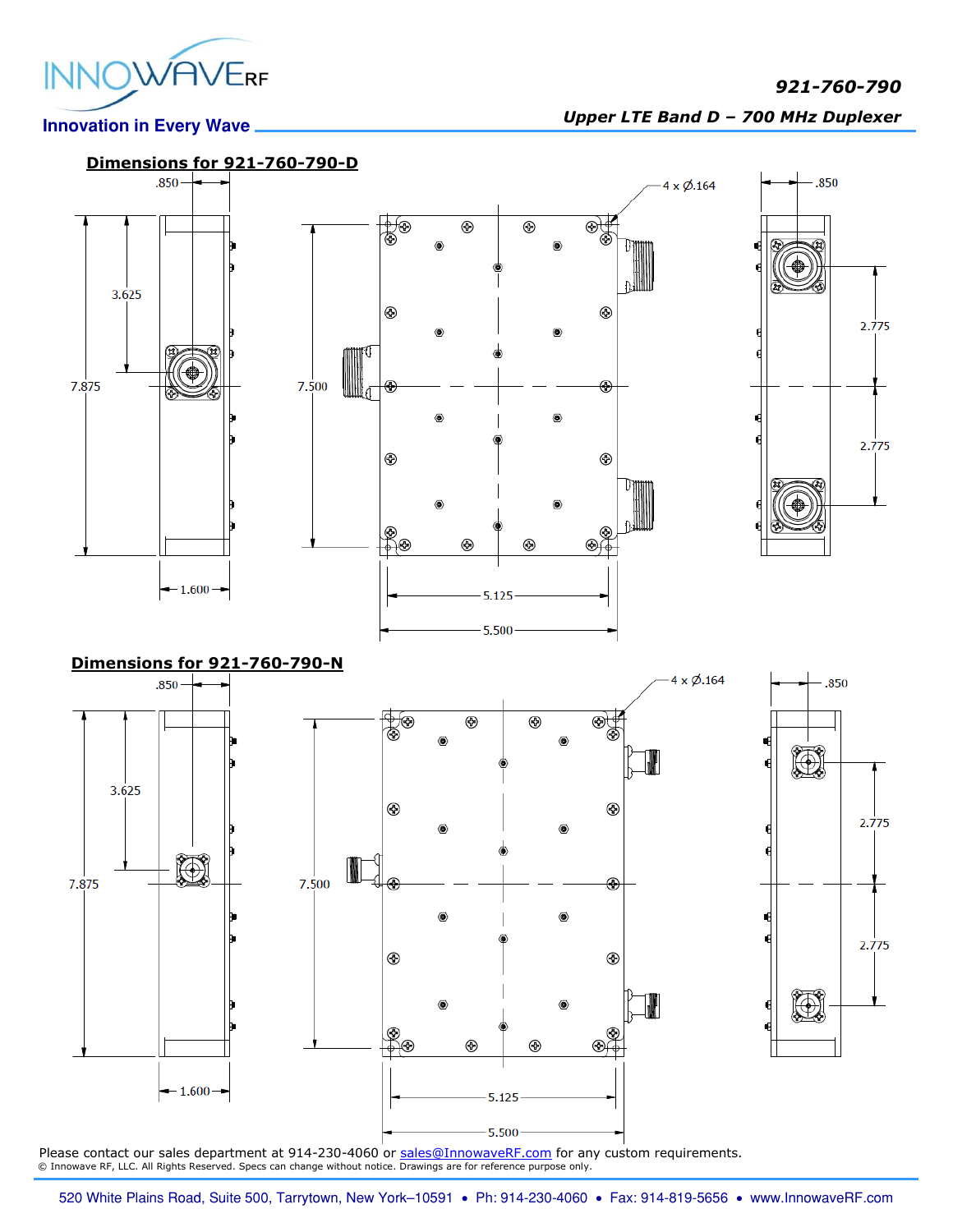**921-760-790**

**Upper LTE Band D – 700 MHz Duplexer**

## Dimensions for 921-760-790-D

.850

3.625

7.875

1.600

4 x Ø.164

7.500

5.125

5.500

.850

2.775

2.775

## Dimensions for 921-760-790-N

.850

3.625

7.875

1.600

4 x Ø.164

7.500

5.125

5.500

.850

2.775

2.775

Please contact our sales department at 914-230-4060 or sales@InnowaveRF.com for any custom requirements.

© Innowave RF, LLC. All Rights Reserved. Specs can change without notice. Drawings are for reference purpose only.

520 White Plains Road, Suite 500, Tarrytown, New York–10591 • Ph: 914-230-4060 • Fax: 914-819-5656 • www.InnowaveRF.com